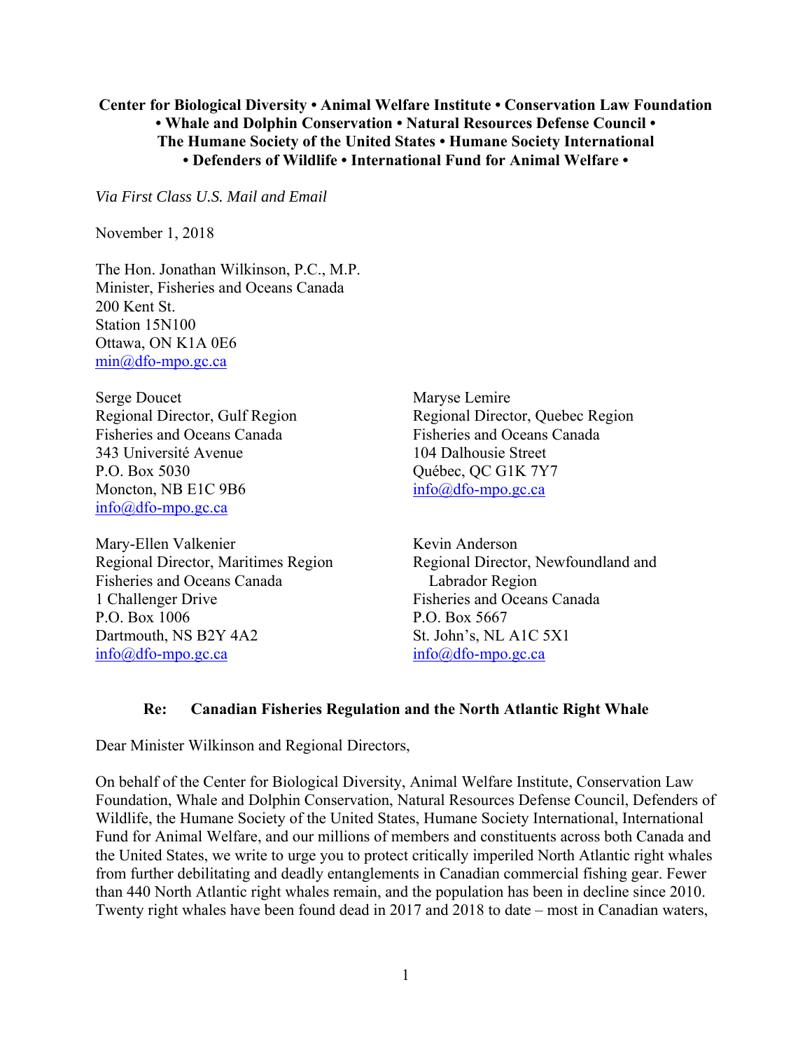**Center for Biological Diversity • Animal Welfare Institute • Conservation Law Foundation • Whale and Dolphin Conservation • Natural Resources Defense Council • The Humane Society of the United States • Humane Society International • Defenders of Wildlife • International Fund for Animal Welfare •**

*Via First Class U.S. Mail and Email*

November 1, 2018

The Hon. Jonathan Wilkinson, P.C., M.P.
Minister, Fisheries and Oceans Canada
200 Kent St.
Station 15N100
Ottawa, ON K1A 0E6
min@dfo-mpo.gc.ca

Serge Doucet
Regional Director, Gulf Region
Fisheries and Oceans Canada
343 Université Avenue
P.O. Box 5030
Moncton, NB E1C 9B6
info@dfo-mpo.gc.ca

Maryse Lemire
Regional Director, Quebec Region
Fisheries and Oceans Canada
104 Dalhousie Street
Québec, QC G1K 7Y7
info@dfo-mpo.gc.ca

Mary-Ellen Valkenier
Regional Director, Maritimes Region
Fisheries and Oceans Canada
1 Challenger Drive
P.O. Box 1006
Dartmouth, NS B2Y 4A2
info@dfo-mpo.gc.ca

Kevin Anderson
Regional Director, Newfoundland and Labrador Region
Fisheries and Oceans Canada
P.O. Box 5667
St. John's, NL A1C 5X1
info@dfo-mpo.gc.ca

**Re: Canadian Fisheries Regulation and the North Atlantic Right Whale**

Dear Minister Wilkinson and Regional Directors,

On behalf of the Center for Biological Diversity, Animal Welfare Institute, Conservation Law Foundation, Whale and Dolphin Conservation, Natural Resources Defense Council, Defenders of Wildlife, the Humane Society of the United States, Humane Society International, International Fund for Animal Welfare, and our millions of members and constituents across both Canada and the United States, we write to urge you to protect critically imperiled North Atlantic right whales from further debilitating and deadly entanglements in Canadian commercial fishing gear. Fewer than 440 North Atlantic right whales remain, and the population has been in decline since 2010. Twenty right whales have been found dead in 2017 and 2018 to date – most in Canadian waters,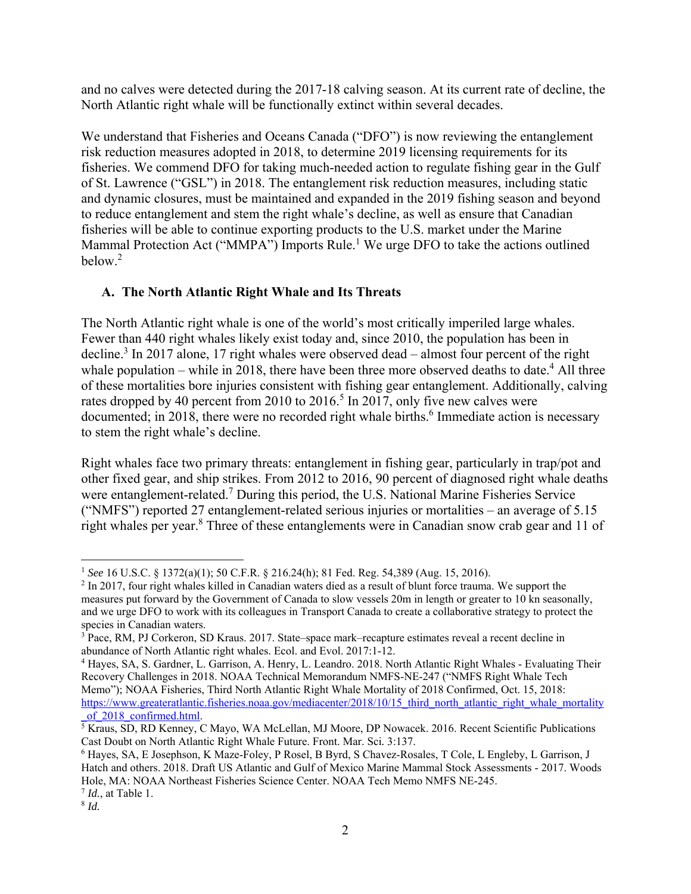and no calves were detected during the 2017-18 calving season. At its current rate of decline, the North Atlantic right whale will be functionally extinct within several decades.

We understand that Fisheries and Oceans Canada ("DFO") is now reviewing the entanglement risk reduction measures adopted in 2018, to determine 2019 licensing requirements for its fisheries. We commend DFO for taking much-needed action to regulate fishing gear in the Gulf of St. Lawrence ("GSL") in 2018. The entanglement risk reduction measures, including static and dynamic closures, must be maintained and expanded in the 2019 fishing season and beyond to reduce entanglement and stem the right whale's decline, as well as ensure that Canadian fisheries will be able to continue exporting products to the U.S. market under the Marine Mammal Protection Act ("MMPA") Imports Rule.[1] We urge DFO to take the actions outlined below.[2]

### A. The North Atlantic Right Whale and Its Threats

The North Atlantic right whale is one of the world's most critically imperiled large whales. Fewer than 440 right whales likely exist today and, since 2010, the population has been in decline.[3] In 2017 alone, 17 right whales were observed dead – almost four percent of the right whale population – while in 2018, there have been three more observed deaths to date.[4] All three of these mortalities bore injuries consistent with fishing gear entanglement. Additionally, calving rates dropped by 40 percent from 2010 to 2016.[5] In 2017, only five new calves were documented; in 2018, there were no recorded right whale births.[6] Immediate action is necessary to stem the right whale's decline.

Right whales face two primary threats: entanglement in fishing gear, particularly in trap/pot and other fixed gear, and ship strikes. From 2012 to 2016, 90 percent of diagnosed right whale deaths were entanglement-related.[7] During this period, the U.S. National Marine Fisheries Service ("NMFS") reported 27 entanglement-related serious injuries or mortalities – an average of 5.15 right whales per year.[8] Three of these entanglements were in Canadian snow crab gear and 11 of

---

[1] *See* 16 U.S.C. § 1372(a)(1); 50 C.F.R. § 216.24(h); 81 Fed. Reg. 54,389 (Aug. 15, 2016).

[2] In 2017, four right whales killed in Canadian waters died as a result of blunt force trauma. We support the measures put forward by the Government of Canada to slow vessels 20m in length or greater to 10 kn seasonally, and we urge DFO to work with its colleagues in Transport Canada to create a collaborative strategy to protect the species in Canadian waters.

[3] Pace, RM, PJ Corkeron, SD Kraus. 2017. State–space mark–recapture estimates reveal a recent decline in abundance of North Atlantic right whales. Ecol. and Evol. 2017:1-12.

[4] Hayes, SA, S. Gardner, L. Garrison, A. Henry, L. Leandro. 2018. North Atlantic Right Whales - Evaluating Their Recovery Challenges in 2018. NOAA Technical Memorandum NMFS-NE-247 ("NMFS Right Whale Tech Memo"); NOAA Fisheries, Third North Atlantic Right Whale Mortality of 2018 Confirmed, Oct. 15, 2018: https://www.greateratlantic.fisheries.noaa.gov/mediacenter/2018/10/15_third_north_atlantic_right_whale_mortality_of_2018_confirmed.html.

[5] Kraus, SD, RD Kenney, C Mayo, WA McLellan, MJ Moore, DP Nowacek. 2016. Recent Scientific Publications Cast Doubt on North Atlantic Right Whale Future. Front. Mar. Sci. 3:137.

[6] Hayes, SA, E Josephson, K Maze-Foley, P Rosel, B Byrd, S Chavez-Rosales, T Cole, L Engleby, L Garrison, J Hatch and others. 2018. Draft US Atlantic and Gulf of Mexico Marine Mammal Stock Assessments - 2017. Woods Hole, MA: NOAA Northeast Fisheries Science Center. NOAA Tech Memo NMFS NE-245.

[7] *Id.*, at Table 1.

[8] *Id.*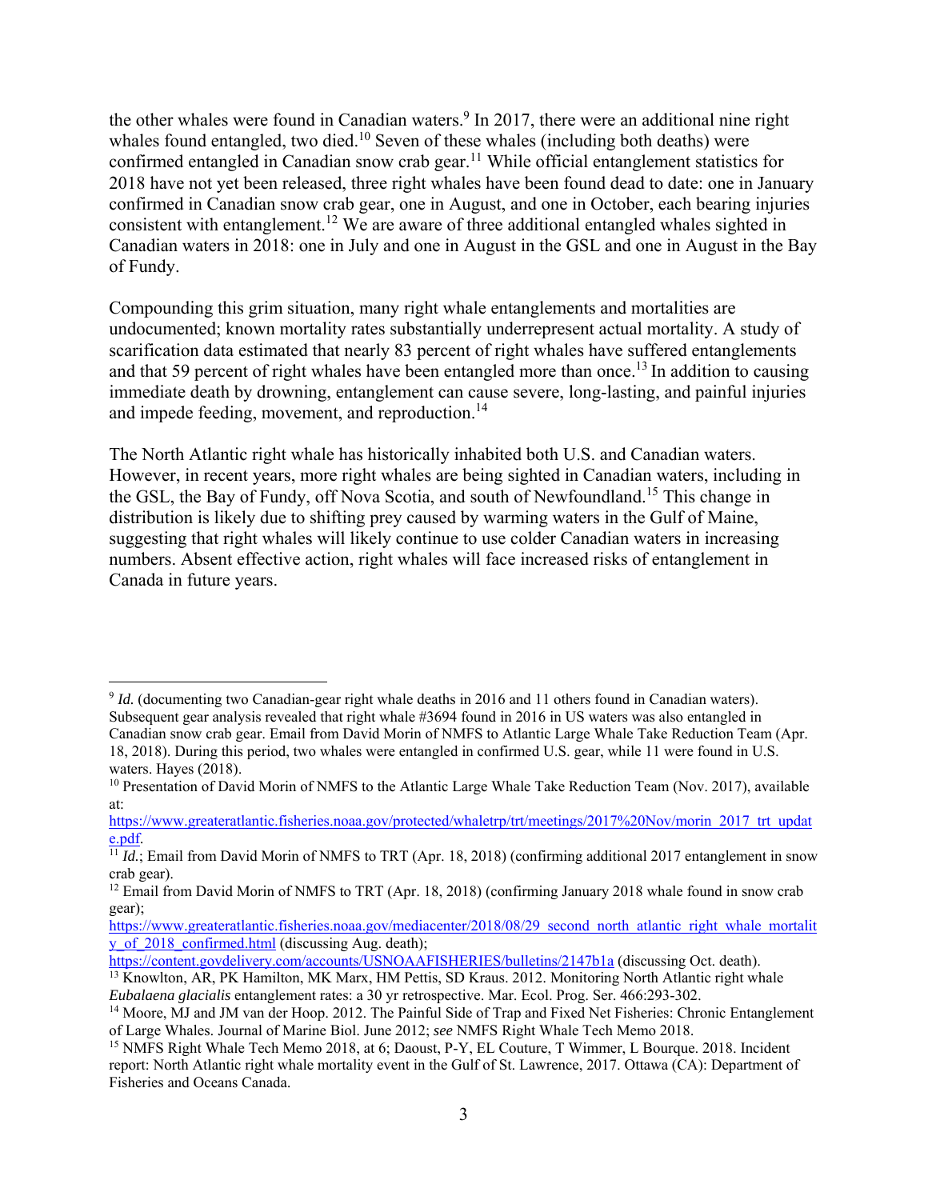the other whales were found in Canadian waters.[9] In 2017, there were an additional nine right whales found entangled, two died.[10] Seven of these whales (including both deaths) were confirmed entangled in Canadian snow crab gear.[11] While official entanglement statistics for 2018 have not yet been released, three right whales have been found dead to date: one in January confirmed in Canadian snow crab gear, one in August, and one in October, each bearing injuries consistent with entanglement.[12] We are aware of three additional entangled whales sighted in Canadian waters in 2018: one in July and one in August in the GSL and one in August in the Bay of Fundy.

Compounding this grim situation, many right whale entanglements and mortalities are undocumented; known mortality rates substantially underrepresent actual mortality. A study of scarification data estimated that nearly 83 percent of right whales have suffered entanglements and that 59 percent of right whales have been entangled more than once.[13] In addition to causing immediate death by drowning, entanglement can cause severe, long-lasting, and painful injuries and impede feeding, movement, and reproduction.[14]

The North Atlantic right whale has historically inhabited both U.S. and Canadian waters. However, in recent years, more right whales are being sighted in Canadian waters, including in the GSL, the Bay of Fundy, off Nova Scotia, and south of Newfoundland.[15] This change in distribution is likely due to shifting prey caused by warming waters in the Gulf of Maine, suggesting that right whales will likely continue to use colder Canadian waters in increasing numbers. Absent effective action, right whales will face increased risks of entanglement in Canada in future years.

---

[9] *Id.* (documenting two Canadian-gear right whale deaths in 2016 and 11 others found in Canadian waters). Subsequent gear analysis revealed that right whale #3694 found in 2016 in US waters was also entangled in Canadian snow crab gear. Email from David Morin of NMFS to Atlantic Large Whale Take Reduction Team (Apr. 18, 2018). During this period, two whales were entangled in confirmed U.S. gear, while 11 were found in U.S. waters. Hayes (2018).

[10] Presentation of David Morin of NMFS to the Atlantic Large Whale Take Reduction Team (Nov. 2017), available at: https://www.greateratlantic.fisheries.noaa.gov/protected/whaletrp/trt/meetings/2017%20Nov/morin_2017_trt_update.pdf.

[11] *Id.*; Email from David Morin of NMFS to TRT (Apr. 18, 2018) (confirming additional 2017 entanglement in snow crab gear).

[12] Email from David Morin of NMFS to TRT (Apr. 18, 2018) (confirming January 2018 whale found in snow crab gear); https://www.greateratlantic.fisheries.noaa.gov/mediacenter/2018/08/29_second_north_atlantic_right_whale_mortality_of_2018_confirmed.html (discussing Aug. death); https://content.govdelivery.com/accounts/USNOAAFISHERIES/bulletins/2147b1a (discussing Oct. death).

[13] Knowlton, AR, PK Hamilton, MK Marx, HM Pettis, SD Kraus. 2012. Monitoring North Atlantic right whale *Eubalaena glacialis* entanglement rates: a 30 yr retrospective. Mar. Ecol. Prog. Ser. 466:293-302.

[14] Moore, MJ and JM van der Hoop. 2012. The Painful Side of Trap and Fixed Net Fisheries: Chronic Entanglement of Large Whales. Journal of Marine Biol. June 2012; *see* NMFS Right Whale Tech Memo 2018.

[15] NMFS Right Whale Tech Memo 2018, at 6; Daoust, P-Y, EL Couture, T Wimmer, L Bourque. 2018. Incident report: North Atlantic right whale mortality event in the Gulf of St. Lawrence, 2017. Ottawa (CA): Department of Fisheries and Oceans Canada.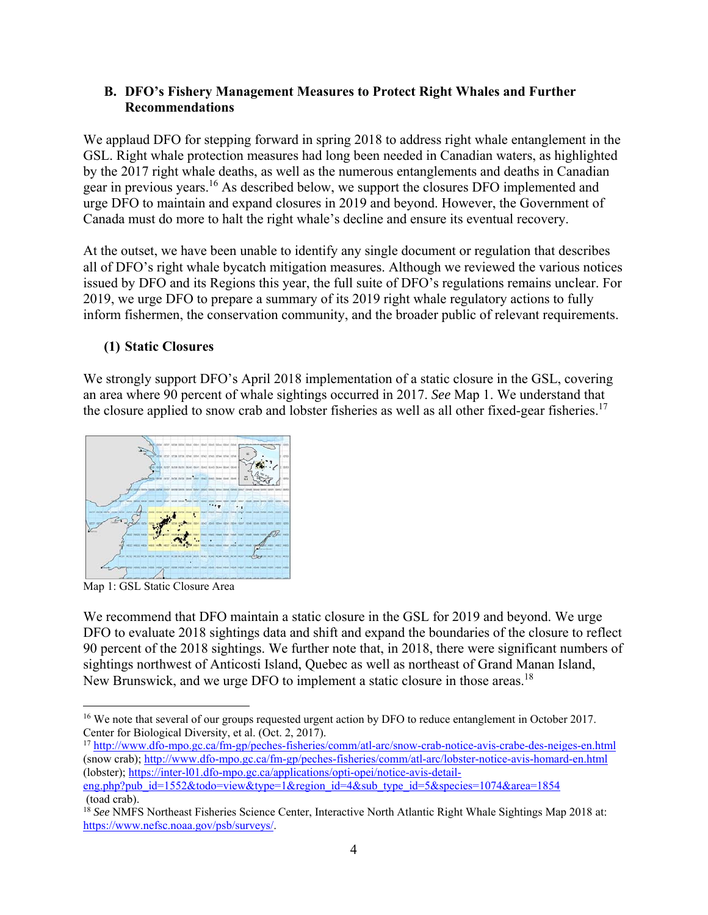### B. DFO's Fishery Management Measures to Protect Right Whales and Further Recommendations

We applaud DFO for stepping forward in spring 2018 to address right whale entanglement in the GSL. Right whale protection measures had long been needed in Canadian waters, as highlighted by the 2017 right whale deaths, as well as the numerous entanglements and deaths in Canadian gear in previous years.[16] As described below, we support the closures DFO implemented and urge DFO to maintain and expand closures in 2019 and beyond. However, the Government of Canada must do more to halt the right whale's decline and ensure its eventual recovery.

At the outset, we have been unable to identify any single document or regulation that describes all of DFO's right whale bycatch mitigation measures. Although we reviewed the various notices issued by DFO and its Regions this year, the full suite of DFO's regulations remains unclear. For 2019, we urge DFO to prepare a summary of its 2019 right whale regulatory actions to fully inform fishermen, the conservation community, and the broader public of relevant requirements.

#### (1) Static Closures

We strongly support DFO's April 2018 implementation of a static closure in the GSL, covering an area where 90 percent of whale sightings occurred in 2017. *See* Map 1. We understand that the closure applied to snow crab and lobster fisheries as well as all other fixed-gear fisheries.[17]

Map 1: GSL Static Closure Area

We recommend that DFO maintain a static closure in the GSL for 2019 and beyond. We urge DFO to evaluate 2018 sightings data and shift and expand the boundaries of the closure to reflect 90 percent of the 2018 sightings. We further note that, in 2018, there were significant numbers of sightings northwest of Anticosti Island, Quebec as well as northeast of Grand Manan Island, New Brunswick, and we urge DFO to implement a static closure in those areas.[18]

---

[16] We note that several of our groups requested urgent action by DFO to reduce entanglement in October 2017. Center for Biological Diversity, et al. (Oct. 2, 2017).

[17] http://www.dfo-mpo.gc.ca/fm-gp/peches-fisheries/comm/atl-arc/snow-crab-notice-avis-crabe-des-neiges-en.html (snow crab); http://www.dfo-mpo.gc.ca/fm-gp/peches-fisheries/comm/atl-arc/lobster-notice-avis-homard-en.html (lobster); https://inter-l01.dfo-mpo.gc.ca/applications/opti-opei/notice-avis-detail-eng.php?pub_id=1552&todo=view&type=1&region_id=4&sub_type_id=5&species=1074&area=1854 (toad crab).

[18] *See* NMFS Northeast Fisheries Science Center, Interactive North Atlantic Right Whale Sightings Map 2018 at: https://www.nefsc.noaa.gov/psb/surveys/.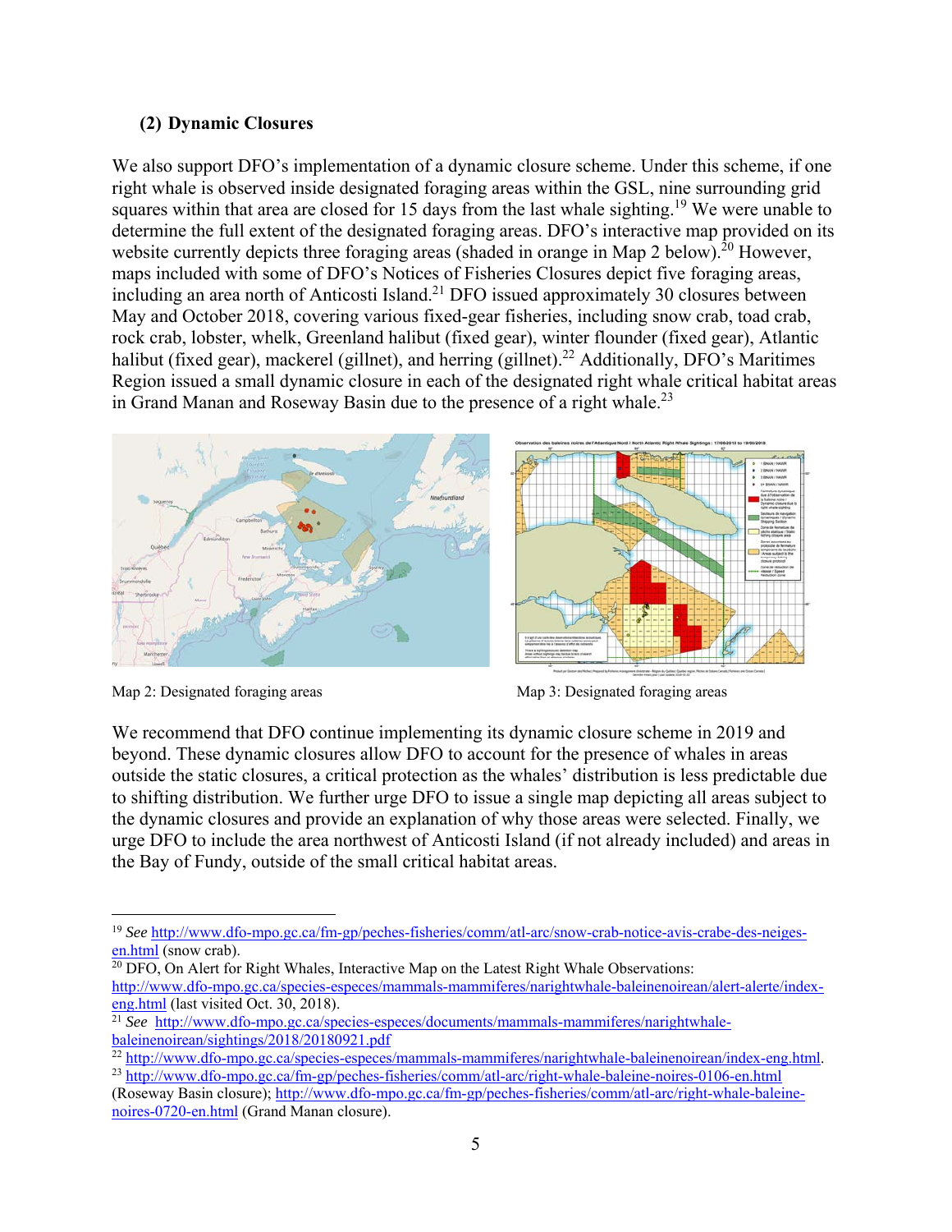**(2) Dynamic Closures**

We also support DFO's implementation of a dynamic closure scheme. Under this scheme, if one right whale is observed inside designated foraging areas within the GSL, nine surrounding grid squares within that area are closed for 15 days from the last whale sighting.[19] We were unable to determine the full extent of the designated foraging areas. DFO's interactive map provided on its website currently depicts three foraging areas (shaded in orange in Map 2 below).[20] However, maps included with some of DFO's Notices of Fisheries Closures depict five foraging areas, including an area north of Anticosti Island.[21] DFO issued approximately 30 closures between May and October 2018, covering various fixed-gear fisheries, including snow crab, toad crab, rock crab, lobster, whelk, Greenland halibut (fixed gear), winter flounder (fixed gear), Atlantic halibut (fixed gear), mackerel (gillnet), and herring (gillnet).[22] Additionally, DFO's Maritimes Region issued a small dynamic closure in each of the designated right whale critical habitat areas in Grand Manan and Roseway Basin due to the presence of a right whale.[23]

Map 2: Designated foraging areas

Map 3: Designated foraging areas

We recommend that DFO continue implementing its dynamic closure scheme in 2019 and beyond. These dynamic closures allow DFO to account for the presence of whales in areas outside the static closures, a critical protection as the whales' distribution is less predictable due to shifting distribution. We further urge DFO to issue a single map depicting all areas subject to the dynamic closures and provide an explanation of why those areas were selected. Finally, we urge DFO to include the area northwest of Anticosti Island (if not already included) and areas in the Bay of Fundy, outside of the small critical habitat areas.

---

[19] *See* http://www.dfo-mpo.gc.ca/fm-gp/peches-fisheries/comm/atl-arc/snow-crab-notice-avis-crabe-des-neiges-en.html (snow crab).

[20] DFO, On Alert for Right Whales, Interactive Map on the Latest Right Whale Observations: http://www.dfo-mpo.gc.ca/species-especes/mammals-mammiferes/narightwhale-baleinenoirean/alert-alerte/index-eng.html (last visited Oct. 30, 2018).

[21] *See* http://www.dfo-mpo.gc.ca/species-especes/documents/mammals-mammiferes/narightwhale-baleinenoirean/sightings/2018/20180921.pdf

[22] http://www.dfo-mpo.gc.ca/species-especes/mammals-mammiferes/narightwhale-baleinenoirean/index-eng.html.

[23] http://www.dfo-mpo.gc.ca/fm-gp/peches-fisheries/comm/atl-arc/right-whale-baleine-noires-0106-en.html (Roseway Basin closure); http://www.dfo-mpo.gc.ca/fm-gp/peches-fisheries/comm/atl-arc/right-whale-baleine-noires-0720-en.html (Grand Manan closure).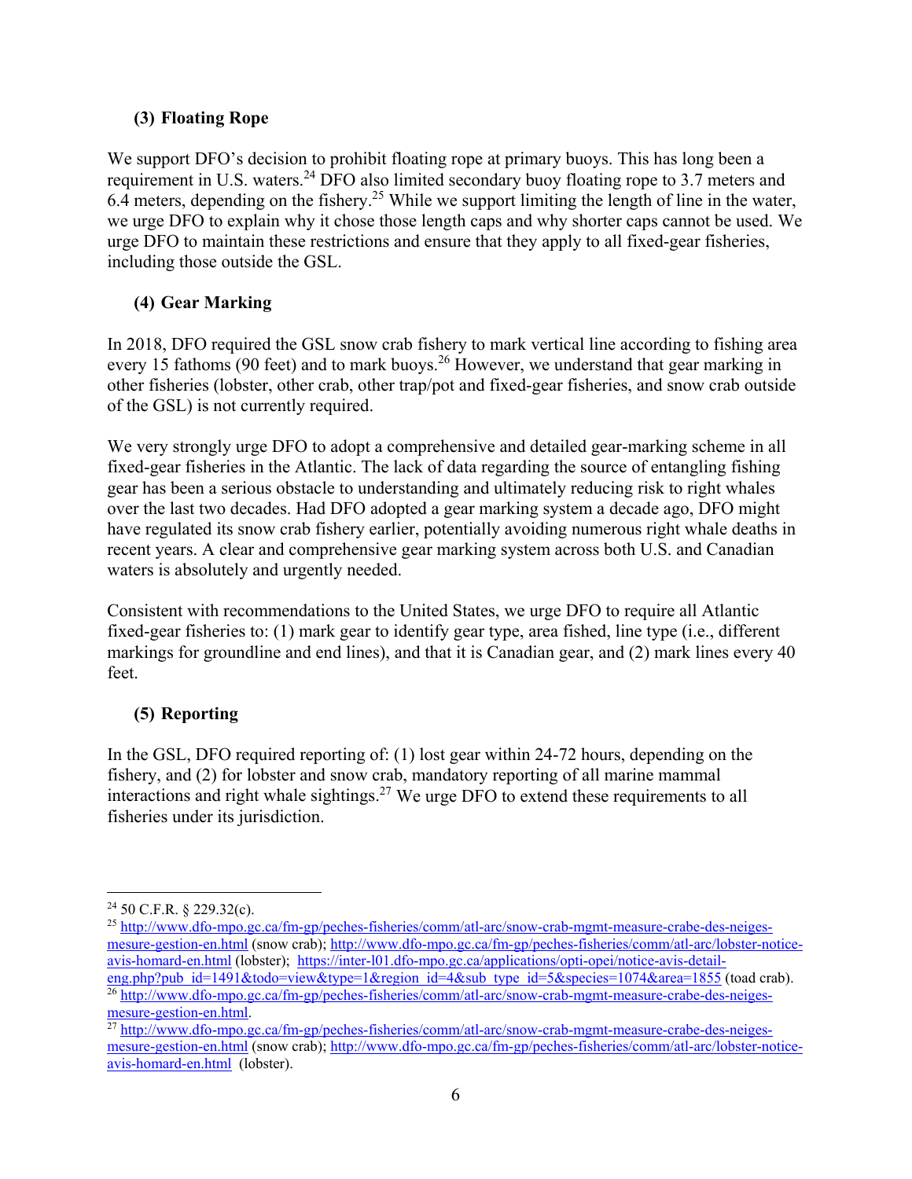### (3) Floating Rope

We support DFO's decision to prohibit floating rope at primary buoys. This has long been a requirement in U.S. waters.[24] DFO also limited secondary buoy floating rope to 3.7 meters and 6.4 meters, depending on the fishery.[25] While we support limiting the length of line in the water, we urge DFO to explain why it chose those length caps and why shorter caps cannot be used. We urge DFO to maintain these restrictions and ensure that they apply to all fixed-gear fisheries, including those outside the GSL.

### (4) Gear Marking

In 2018, DFO required the GSL snow crab fishery to mark vertical line according to fishing area every 15 fathoms (90 feet) and to mark buoys.[26] However, we understand that gear marking in other fisheries (lobster, other crab, other trap/pot and fixed-gear fisheries, and snow crab outside of the GSL) is not currently required.

We very strongly urge DFO to adopt a comprehensive and detailed gear-marking scheme in all fixed-gear fisheries in the Atlantic. The lack of data regarding the source of entangling fishing gear has been a serious obstacle to understanding and ultimately reducing risk to right whales over the last two decades. Had DFO adopted a gear marking system a decade ago, DFO might have regulated its snow crab fishery earlier, potentially avoiding numerous right whale deaths in recent years. A clear and comprehensive gear marking system across both U.S. and Canadian waters is absolutely and urgently needed.

Consistent with recommendations to the United States, we urge DFO to require all Atlantic fixed-gear fisheries to: (1) mark gear to identify gear type, area fished, line type (i.e., different markings for groundline and end lines), and that it is Canadian gear, and (2) mark lines every 40 feet.

### (5) Reporting

In the GSL, DFO required reporting of: (1) lost gear within 24-72 hours, depending on the fishery, and (2) for lobster and snow crab, mandatory reporting of all marine mammal interactions and right whale sightings.[27] We urge DFO to extend these requirements to all fisheries under its jurisdiction.

---

[24] 50 C.F.R. § 229.32(c).

[25] http://www.dfo-mpo.gc.ca/fm-gp/peches-fisheries/comm/atl-arc/snow-crab-mgmt-measure-crabe-des-neiges-mesure-gestion-en.html (snow crab); http://www.dfo-mpo.gc.ca/fm-gp/peches-fisheries/comm/atl-arc/lobster-notice-avis-homard-en.html (lobster); https://inter-l01.dfo-mpo.gc.ca/applications/opti-opei/notice-avis-detail-eng.php?pub_id=1491&todo=view&type=1&region_id=4&sub_type_id=5&species=1074&area=1855 (toad crab).

[26] http://www.dfo-mpo.gc.ca/fm-gp/peches-fisheries/comm/atl-arc/snow-crab-mgmt-measure-crabe-des-neiges-mesure-gestion-en.html.

[27] http://www.dfo-mpo.gc.ca/fm-gp/peches-fisheries/comm/atl-arc/snow-crab-mgmt-measure-crabe-des-neiges-mesure-gestion-en.html (snow crab); http://www.dfo-mpo.gc.ca/fm-gp/peches-fisheries/comm/atl-arc/lobster-notice-avis-homard-en.html (lobster).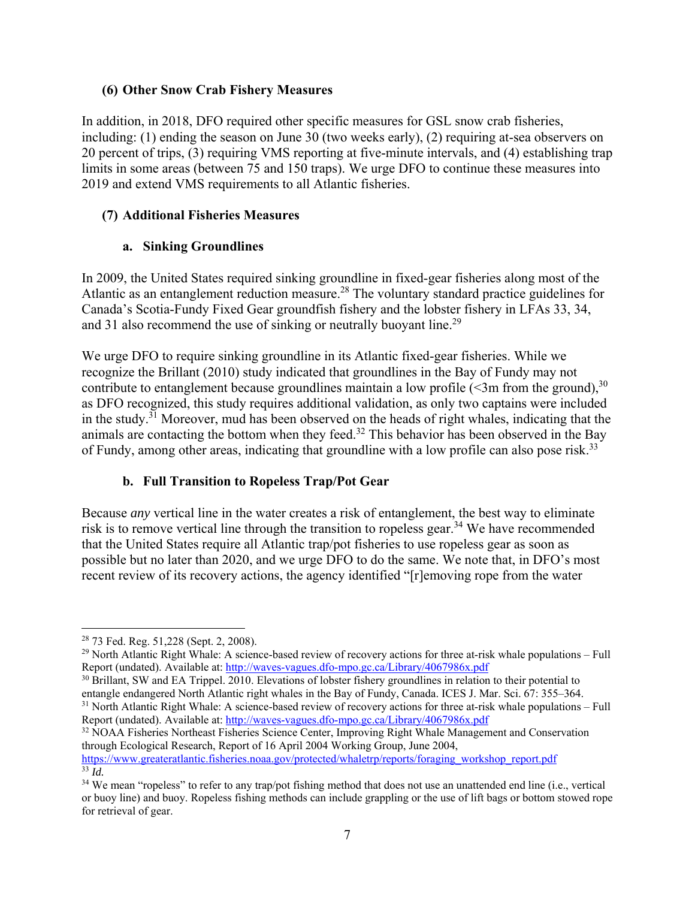### (6) Other Snow Crab Fishery Measures

In addition, in 2018, DFO required other specific measures for GSL snow crab fisheries, including: (1) ending the season on June 30 (two weeks early), (2) requiring at-sea observers on 20 percent of trips, (3) requiring VMS reporting at five-minute intervals, and (4) establishing trap limits in some areas (between 75 and 150 traps). We urge DFO to continue these measures into 2019 and extend VMS requirements to all Atlantic fisheries.

### (7) Additional Fisheries Measures

#### a. Sinking Groundlines

In 2009, the United States required sinking groundline in fixed-gear fisheries along most of the Atlantic as an entanglement reduction measure.[28] The voluntary standard practice guidelines for Canada's Scotia-Fundy Fixed Gear groundfish fishery and the lobster fishery in LFAs 33, 34, and 31 also recommend the use of sinking or neutrally buoyant line.[29]

We urge DFO to require sinking groundline in its Atlantic fixed-gear fisheries. While we recognize the Brillant (2010) study indicated that groundlines in the Bay of Fundy may not contribute to entanglement because groundlines maintain a low profile (<3m from the ground),[30] as DFO recognized, this study requires additional validation, as only two captains were included in the study.[31] Moreover, mud has been observed on the heads of right whales, indicating that the animals are contacting the bottom when they feed.[32] This behavior has been observed in the Bay of Fundy, among other areas, indicating that groundline with a low profile can also pose risk.[33]

#### b. Full Transition to Ropeless Trap/Pot Gear

Because *any* vertical line in the water creates a risk of entanglement, the best way to eliminate risk is to remove vertical line through the transition to ropeless gear.[34] We have recommended that the United States require all Atlantic trap/pot fisheries to use ropeless gear as soon as possible but no later than 2020, and we urge DFO to do the same. We note that, in DFO's most recent review of its recovery actions, the agency identified "[r]emoving rope from the water

---

[28] 73 Fed. Reg. 51,228 (Sept. 2, 2008).

[29] North Atlantic Right Whale: A science-based review of recovery actions for three at-risk whale populations – Full Report (undated). Available at: http://waves-vagues.dfo-mpo.gc.ca/Library/4067986x.pdf

[30] Brillant, SW and EA Trippel. 2010. Elevations of lobster fishery groundlines in relation to their potential to entangle endangered North Atlantic right whales in the Bay of Fundy, Canada. ICES J. Mar. Sci. 67: 355–364.

[31] North Atlantic Right Whale: A science-based review of recovery actions for three at-risk whale populations – Full Report (undated). Available at: http://waves-vagues.dfo-mpo.gc.ca/Library/4067986x.pdf

[32] NOAA Fisheries Northeast Fisheries Science Center, Improving Right Whale Management and Conservation through Ecological Research, Report of 16 April 2004 Working Group, June 2004, https://www.greateratlantic.fisheries.noaa.gov/protected/whaletrp/reports/foraging_workshop_report.pdf

[33] *Id.*

[34] We mean "ropeless" to refer to any trap/pot fishing method that does not use an unattended end line (i.e., vertical or buoy line) and buoy. Ropeless fishing methods can include grappling or the use of lift bags or bottom stowed rope for retrieval of gear.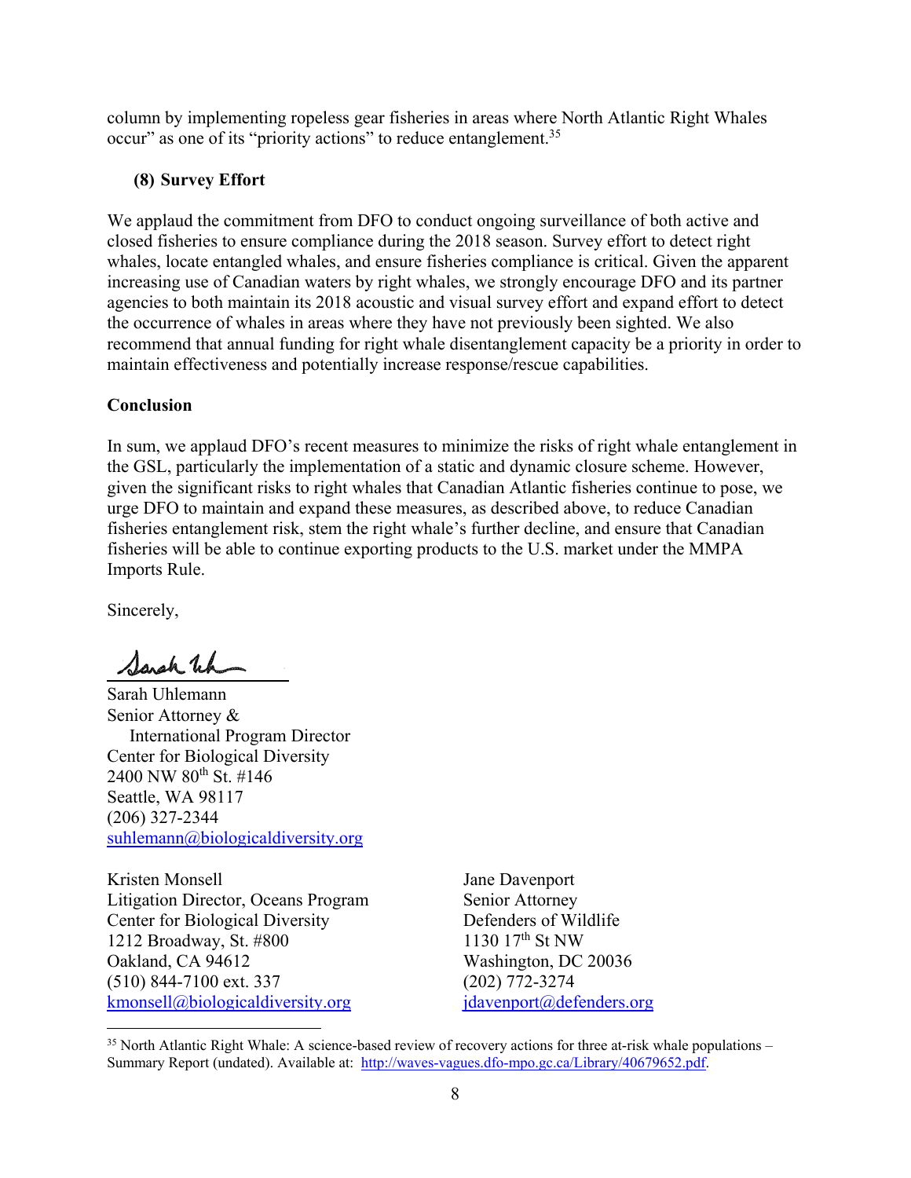column by implementing ropeless gear fisheries in areas where North Atlantic Right Whales occur" as one of its "priority actions" to reduce entanglement.[35]

### (8) Survey Effort

We applaud the commitment from DFO to conduct ongoing surveillance of both active and closed fisheries to ensure compliance during the 2018 season. Survey effort to detect right whales, locate entangled whales, and ensure fisheries compliance is critical. Given the apparent increasing use of Canadian waters by right whales, we strongly encourage DFO and its partner agencies to both maintain its 2018 acoustic and visual survey effort and expand effort to detect the occurrence of whales in areas where they have not previously been sighted. We also recommend that annual funding for right whale disentanglement capacity be a priority in order to maintain effectiveness and potentially increase response/rescue capabilities.

## Conclusion

In sum, we applaud DFO's recent measures to minimize the risks of right whale entanglement in the GSL, particularly the implementation of a static and dynamic closure scheme. However, given the significant risks to right whales that Canadian Atlantic fisheries continue to pose, we urge DFO to maintain and expand these measures, as described above, to reduce Canadian fisheries entanglement risk, stem the right whale's further decline, and ensure that Canadian fisheries will be able to continue exporting products to the U.S. market under the MMPA Imports Rule.

Sincerely,

Sarah Uhlemann
Senior Attorney &
International Program Director
Center for Biological Diversity
2400 NW 80th St. #146
Seattle, WA 98117
(206) 327-2344
suhlemann@biologicaldiversity.org

Kristen Monsell
Litigation Director, Oceans Program
Center for Biological Diversity
1212 Broadway, St. #800
Oakland, CA 94612
(510) 844-7100 ext. 337
kmonsell@biologicaldiversity.org

Jane Davenport
Senior Attorney
Defenders of Wildlife
1130 17th St NW
Washington, DC 20036
(202) 772-3274
jdavenport@defenders.org

---

[35] North Atlantic Right Whale: A science-based review of recovery actions for three at-risk whale populations – Summary Report (undated). Available at: http://waves-vagues.dfo-mpo.gc.ca/Library/40679652.pdf.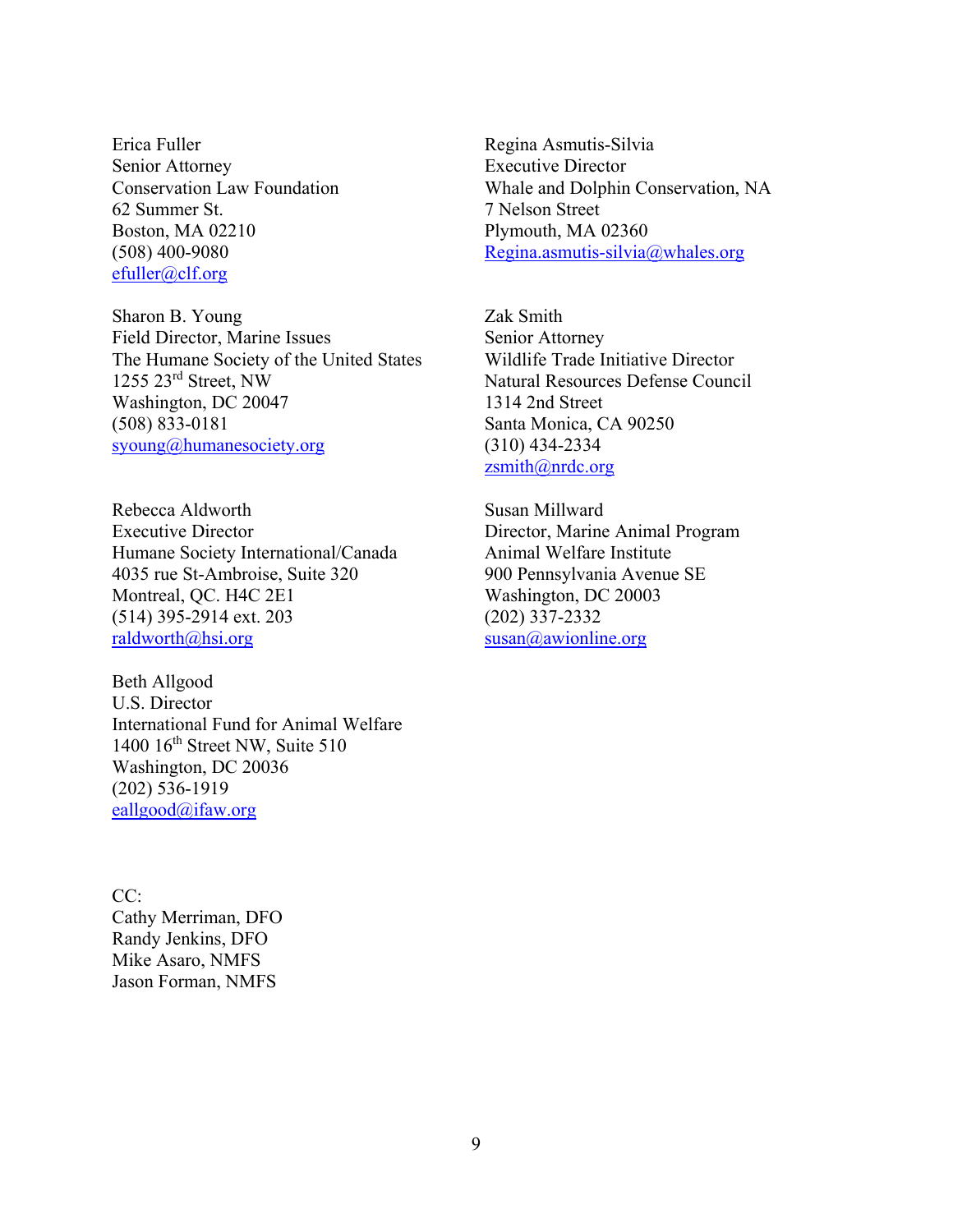Erica Fuller
Senior Attorney
Conservation Law Foundation
62 Summer St.
Boston, MA 02210
(508) 400-9080
efuller@clf.org

Sharon B. Young
Field Director, Marine Issues
The Humane Society of the United States
1255 23rd Street, NW
Washington, DC 20047
(508) 833-0181
syoung@humanesociety.org

Rebecca Aldworth
Executive Director
Humane Society International/Canada
4035 rue St-Ambroise, Suite 320
Montreal, QC. H4C 2E1
(514) 395-2914 ext. 203
raldworth@hsi.org

Beth Allgood
U.S. Director
International Fund for Animal Welfare
1400 16th Street NW, Suite 510
Washington, DC 20036
(202) 536-1919
eallgood@ifaw.org

Regina Asmutis-Silvia
Executive Director
Whale and Dolphin Conservation, NA
7 Nelson Street
Plymouth, MA 02360
Regina.asmutis-silvia@whales.org

Zak Smith
Senior Attorney
Wildlife Trade Initiative Director
Natural Resources Defense Council
1314 2nd Street
Santa Monica, CA 90250
(310) 434-2334
zsmith@nrdc.org

Susan Millward
Director, Marine Animal Program
Animal Welfare Institute
900 Pennsylvania Avenue SE
Washington, DC 20003
(202) 337-2332
susan@awionline.org

CC:
Cathy Merriman, DFO
Randy Jenkins, DFO
Mike Asaro, NMFS
Jason Forman, NMFS